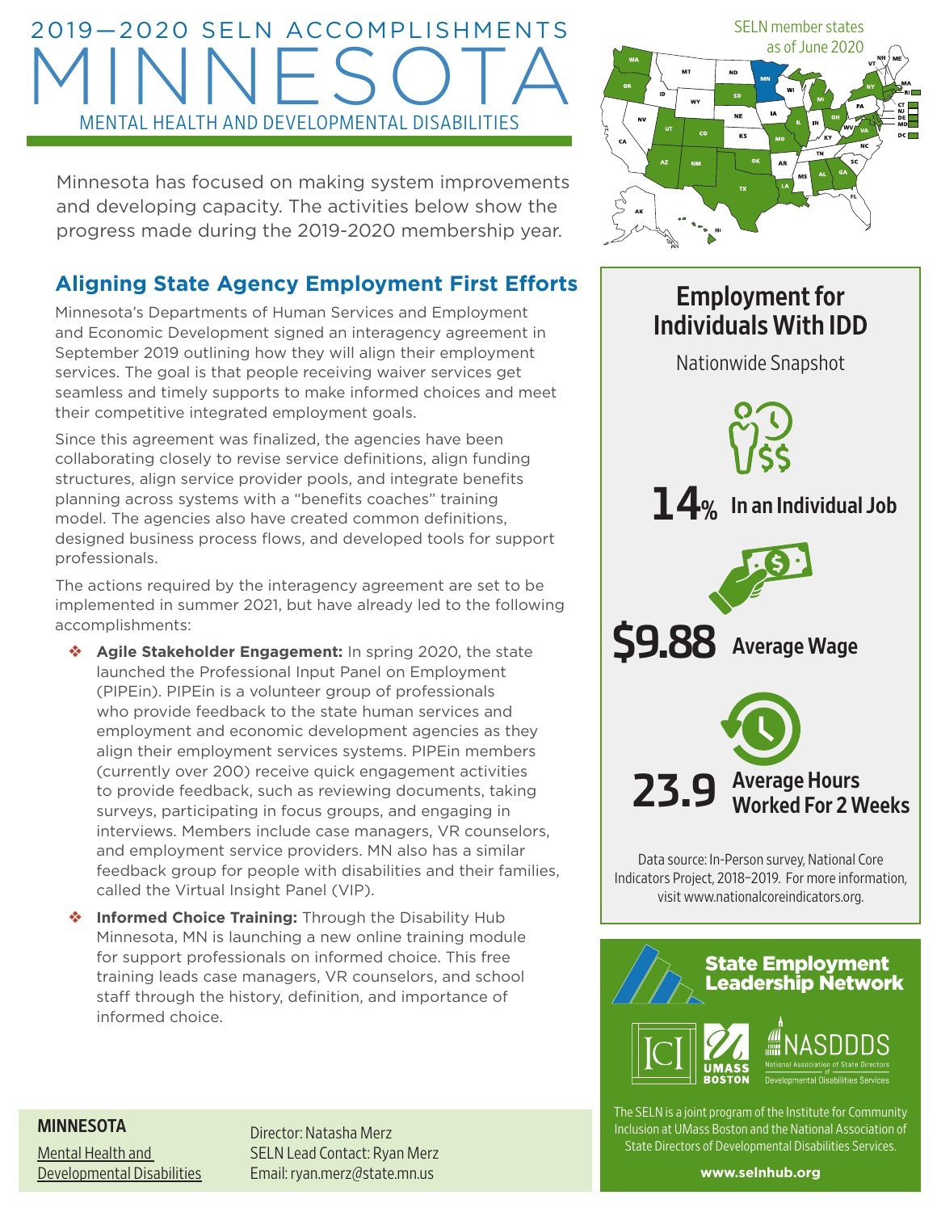# 2019—2020 SELN ACCOMPLISHMENTS
# MINNESOTA
## MENTAL HEALTH AND DEVELOPMENTAL DISABILITIES

Minnesota has focused on making system improvements and developing capacity. The activities below show the progress made during the 2019-2020 membership year.

## Aligning State Agency Employment First Efforts

Minnesota's Departments of Human Services and Employment and Economic Development signed an interagency agreement in September 2019 outlining how they will align their employment services. The goal is that people receiving waiver services get seamless and timely supports to make informed choices and meet their competitive integrated employment goals.

Since this agreement was finalized, the agencies have been collaborating closely to revise service definitions, align funding structures, align service provider pools, and integrate benefits planning across systems with a "benefits coaches" training model. The agencies also have created common definitions, designed business process flows, and developed tools for support professionals.

The actions required by the interagency agreement are set to be implemented in summer 2021, but have already led to the following accomplishments:

- **Agile Stakeholder Engagement:** In spring 2020, the state launched the Professional Input Panel on Employment (PIPEin). PIPEin is a volunteer group of professionals who provide feedback to the state human services and employment and economic development agencies as they align their employment services systems. PIPEin members (currently over 200) receive quick engagement activities to provide feedback, such as reviewing documents, taking surveys, participating in focus groups, and engaging in interviews. Members include case managers, VR counselors, and employment service providers. MN also has a similar feedback group for people with disabilities and their families, called the Virtual Insight Panel (VIP).
- **Informed Choice Training:** Through the Disability Hub Minnesota, MN is launching a new online training module for support professionals on informed choice. This free training leads case managers, VR counselors, and school staff through the history, definition, and importance of informed choice.

SELN member states as of June 2020

WA OR CA NV ID MT WY UT AZ CO NM ND SD NE KS OK TX MN IA MO AR LA WI IL MS MI IN KY TN AL OH GA FL SC NC WV VA PA NY VT NH ME MA RI CT NJ DE MD DC AK HI

## Employment for Individuals With IDD

Nationwide Snapshot

**14%** In an Individual Job

**$9.88** Average Wage

**23.9** Average Hours Worked For 2 Weeks

Data source: In-Person survey, National Core Indicators Project, 2018–2019. For more information, visit www.nationalcoreindicators.org.

**State Employment Leadership Network**

ICI | UMASS BOSTON | NASDDDS National Association of State Directors of Developmental Disabilities Services

The SELN is a joint program of the Institute for Community Inclusion at UMass Boston and the National Association of State Directors of Developmental Disabilities Services.

**www.selnhub.org**

**MINNESOTA**

Mental Health and Developmental Disabilities

Director: Natasha Merz
SELN Lead Contact: Ryan Merz
Email: ryan.merz@state.mn.us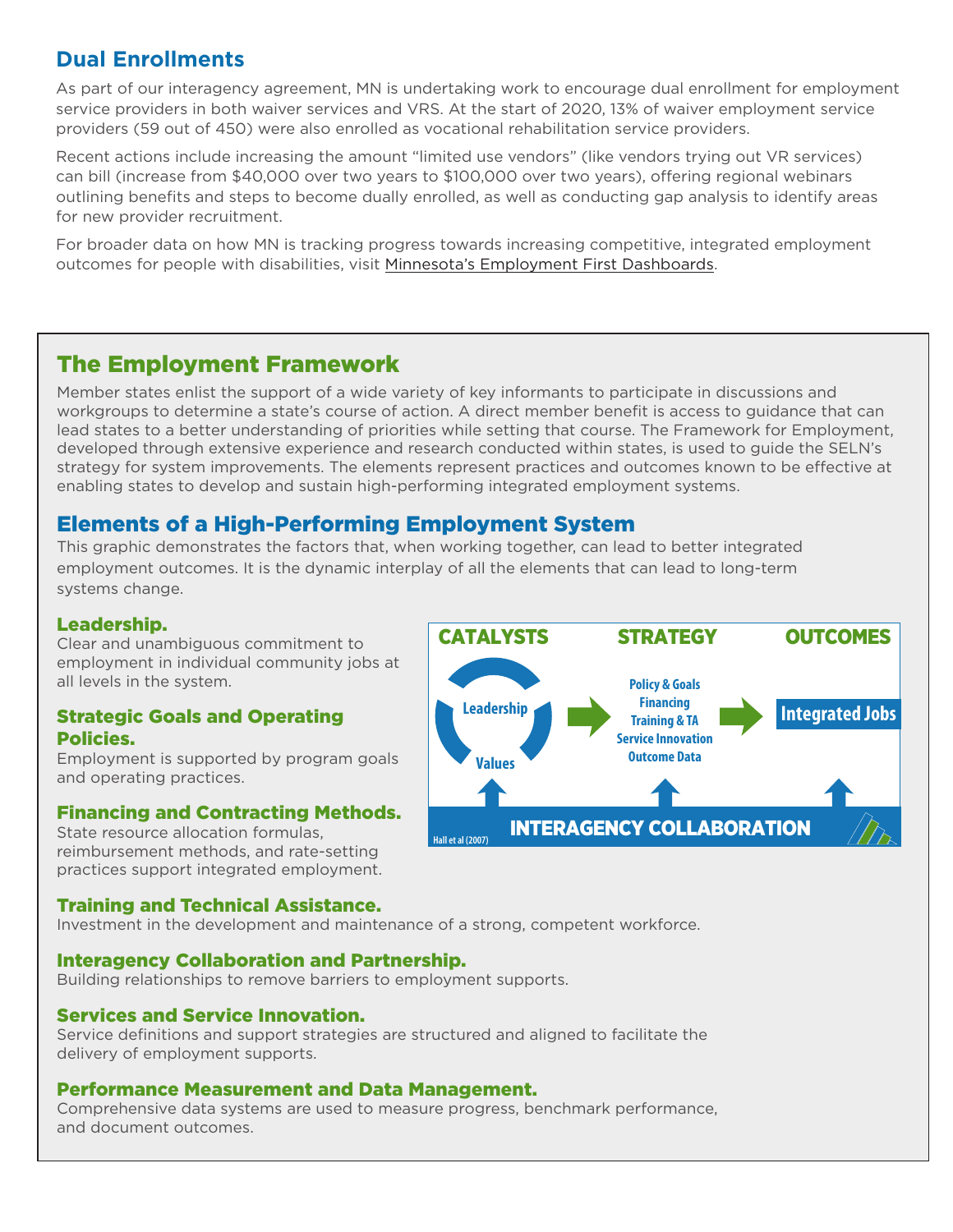## Dual Enrollments

As part of our interagency agreement, MN is undertaking work to encourage dual enrollment for employment service providers in both waiver services and VRS. At the start of 2020, 13% of waiver employment service providers (59 out of 450) were also enrolled as vocational rehabilitation service providers.

Recent actions include increasing the amount "limited use vendors" (like vendors trying out VR services) can bill (increase from $40,000 over two years to $100,000 over two years), offering regional webinars outlining benefits and steps to become dually enrolled, as well as conducting gap analysis to identify areas for new provider recruitment.

For broader data on how MN is tracking progress towards increasing competitive, integrated employment outcomes for people with disabilities, visit Minnesota's Employment First Dashboards.

## The Employment Framework

Member states enlist the support of a wide variety of key informants to participate in discussions and workgroups to determine a state's course of action. A direct member benefit is access to guidance that can lead states to a better understanding of priorities while setting that course. The Framework for Employment, developed through extensive experience and research conducted within states, is used to guide the SELN's strategy for system improvements. The elements represent practices and outcomes known to be effective at enabling states to develop and sustain high-performing integrated employment systems.

## Elements of a High-Performing Employment System

This graphic demonstrates the factors that, when working together, can lead to better integrated employment outcomes. It is the dynamic interplay of all the elements that can lead to long-term systems change.

CATALYSTS
Leadership
Values

STRATEGY
Policy & Goals
Financing
Training & TA
Service Innovation
Outcome Data

OUTCOMES
Integrated Jobs

INTERAGENCY COLLABORATION

Hall et al (2007)

### Leadership.

Clear and unambiguous commitment to employment in individual community jobs at all levels in the system.

### Strategic Goals and Operating Policies.

Employment is supported by program goals and operating practices.

### Financing and Contracting Methods.

State resource allocation formulas, reimbursement methods, and rate-setting practices support integrated employment.

### Training and Technical Assistance.

Investment in the development and maintenance of a strong, competent workforce.

### Interagency Collaboration and Partnership.

Building relationships to remove barriers to employment supports.

### Services and Service Innovation.

Service definitions and support strategies are structured and aligned to facilitate the delivery of employment supports.

### Performance Measurement and Data Management.

Comprehensive data systems are used to measure progress, benchmark performance, and document outcomes.